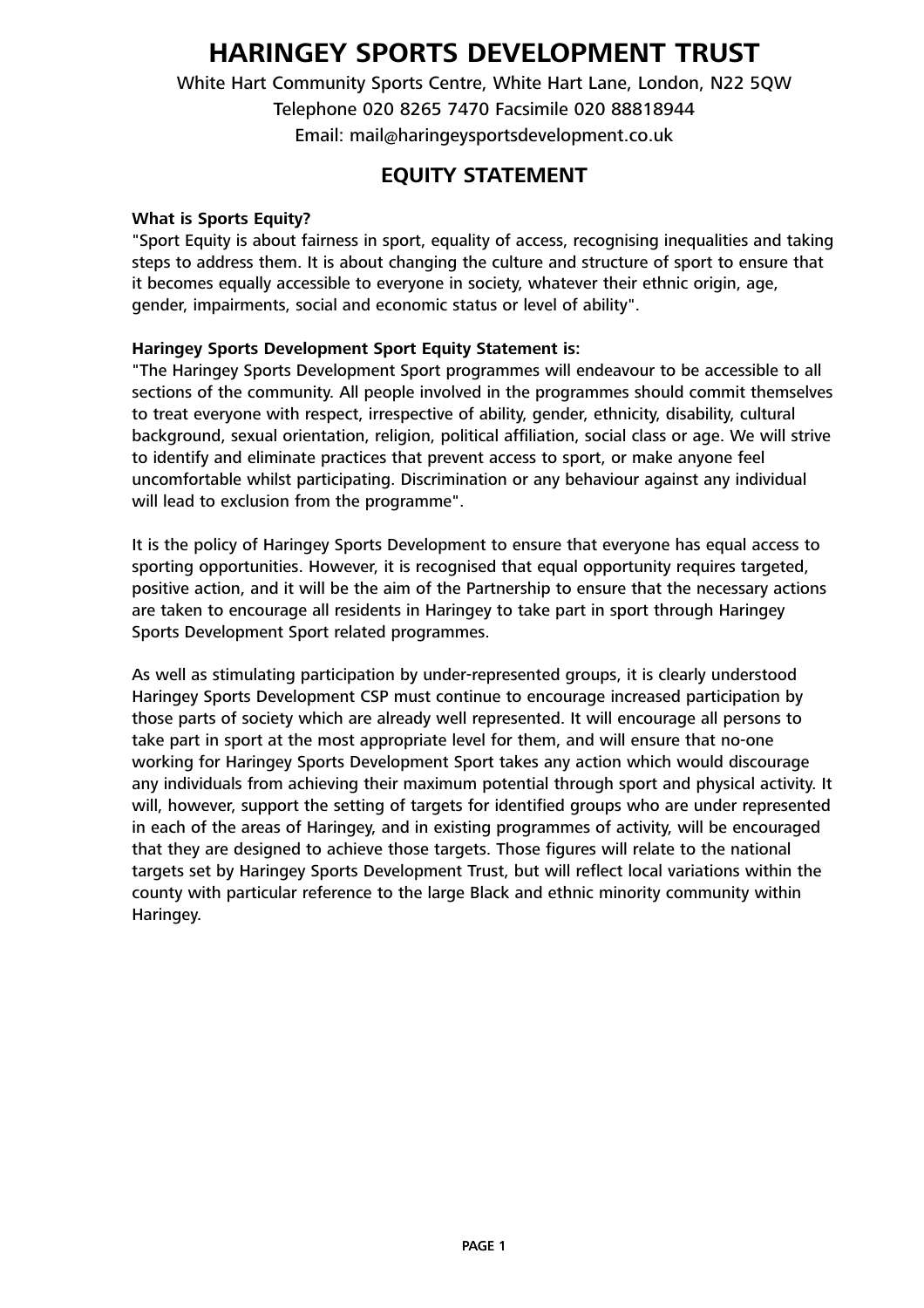# HARINGEY SPORTS DEVELOPMENT TRUST

White Hart Community Sports Centre, White Hart Lane, London, N22 5QW
Telephone 020 8265 7470 Facsimile 020 88818944
Email: mail@haringeysportsdevelopment.co.uk

## EQUITY STATEMENT

**What is Sports Equity?**
"Sport Equity is about fairness in sport, equality of access, recognising inequalities and taking steps to address them. It is about changing the culture and structure of sport to ensure that it becomes equally accessible to everyone in society, whatever their ethnic origin, age, gender, impairments, social and economic status or level of ability".

**Haringey Sports Development Sport Equity Statement is:**
"The Haringey Sports Development Sport programmes will endeavour to be accessible to all sections of the community. All people involved in the programmes should commit themselves to treat everyone with respect, irrespective of ability, gender, ethnicity, disability, cultural background, sexual orientation, religion, political affiliation, social class or age. We will strive to identify and eliminate practices that prevent access to sport, or make anyone feel uncomfortable whilst participating. Discrimination or any behaviour against any individual will lead to exclusion from the programme".

It is the policy of Haringey Sports Development to ensure that everyone has equal access to sporting opportunities. However, it is recognised that equal opportunity requires targeted, positive action, and it will be the aim of the Partnership to ensure that the necessary actions are taken to encourage all residents in Haringey to take part in sport through Haringey Sports Development Sport related programmes.

As well as stimulating participation by under-represented groups, it is clearly understood Haringey Sports Development CSP must continue to encourage increased participation by those parts of society which are already well represented. It will encourage all persons to take part in sport at the most appropriate level for them, and will ensure that no-one working for Haringey Sports Development Sport takes any action which would discourage any individuals from achieving their maximum potential through sport and physical activity. It will, however, support the setting of targets for identified groups who are under represented in each of the areas of Haringey, and in existing programmes of activity, will be encouraged that they are designed to achieve those targets. Those figures will relate to the national targets set by Haringey Sports Development Trust, but will reflect local variations within the county with particular reference to the large Black and ethnic minority community within Haringey.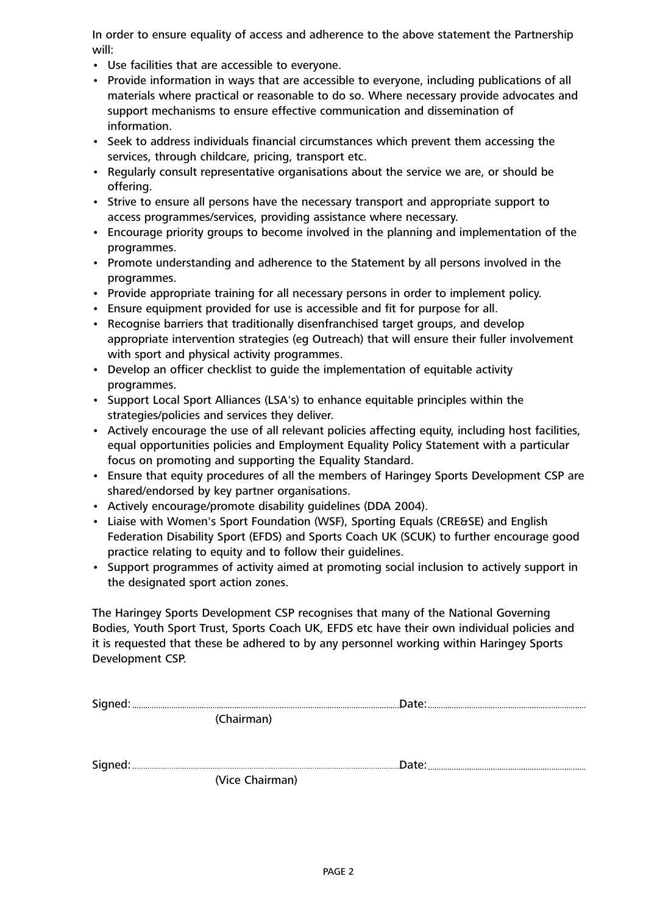In order to ensure equality of access and adherence to the above statement the Partnership will:

- Use facilities that are accessible to everyone.
- Provide information in ways that are accessible to everyone, including publications of all materials where practical or reasonable to do so. Where necessary provide advocates and support mechanisms to ensure effective communication and dissemination of information.
- Seek to address individuals financial circumstances which prevent them accessing the services, through childcare, pricing, transport etc.
- Regularly consult representative organisations about the service we are, or should be offering.
- Strive to ensure all persons have the necessary transport and appropriate support to access programmes/services, providing assistance where necessary.
- Encourage priority groups to become involved in the planning and implementation of the programmes.
- Promote understanding and adherence to the Statement by all persons involved in the programmes.
- Provide appropriate training for all necessary persons in order to implement policy.
- Ensure equipment provided for use is accessible and fit for purpose for all.
- Recognise barriers that traditionally disenfranchised target groups, and develop appropriate intervention strategies (eg Outreach) that will ensure their fuller involvement with sport and physical activity programmes.
- Develop an officer checklist to guide the implementation of equitable activity programmes.
- Support Local Sport Alliances (LSA's) to enhance equitable principles within the strategies/policies and services they deliver.
- Actively encourage the use of all relevant policies affecting equity, including host facilities, equal opportunities policies and Employment Equality Policy Statement with a particular focus on promoting and supporting the Equality Standard.
- Ensure that equity procedures of all the members of Haringey Sports Development CSP are shared/endorsed by key partner organisations.
- Actively encourage/promote disability guidelines (DDA 2004).
- Liaise with Women's Sport Foundation (WSF), Sporting Equals (CRE&SE) and English Federation Disability Sport (EFDS) and Sports Coach UK (SCUK) to further encourage good practice relating to equity and to follow their guidelines.
- Support programmes of activity aimed at promoting social inclusion to actively support in the designated sport action zones.

The Haringey Sports Development CSP recognises that many of the National Governing Bodies, Youth Sport Trust, Sports Coach UK, EFDS etc have their own individual policies and it is requested that these be adhered to by any personnel working within Haringey Sports Development CSP.

Signed:.................................................................... Date:....................................

(Chairman)

Signed:.................................................................... Date:....................................

(Vice Chairman)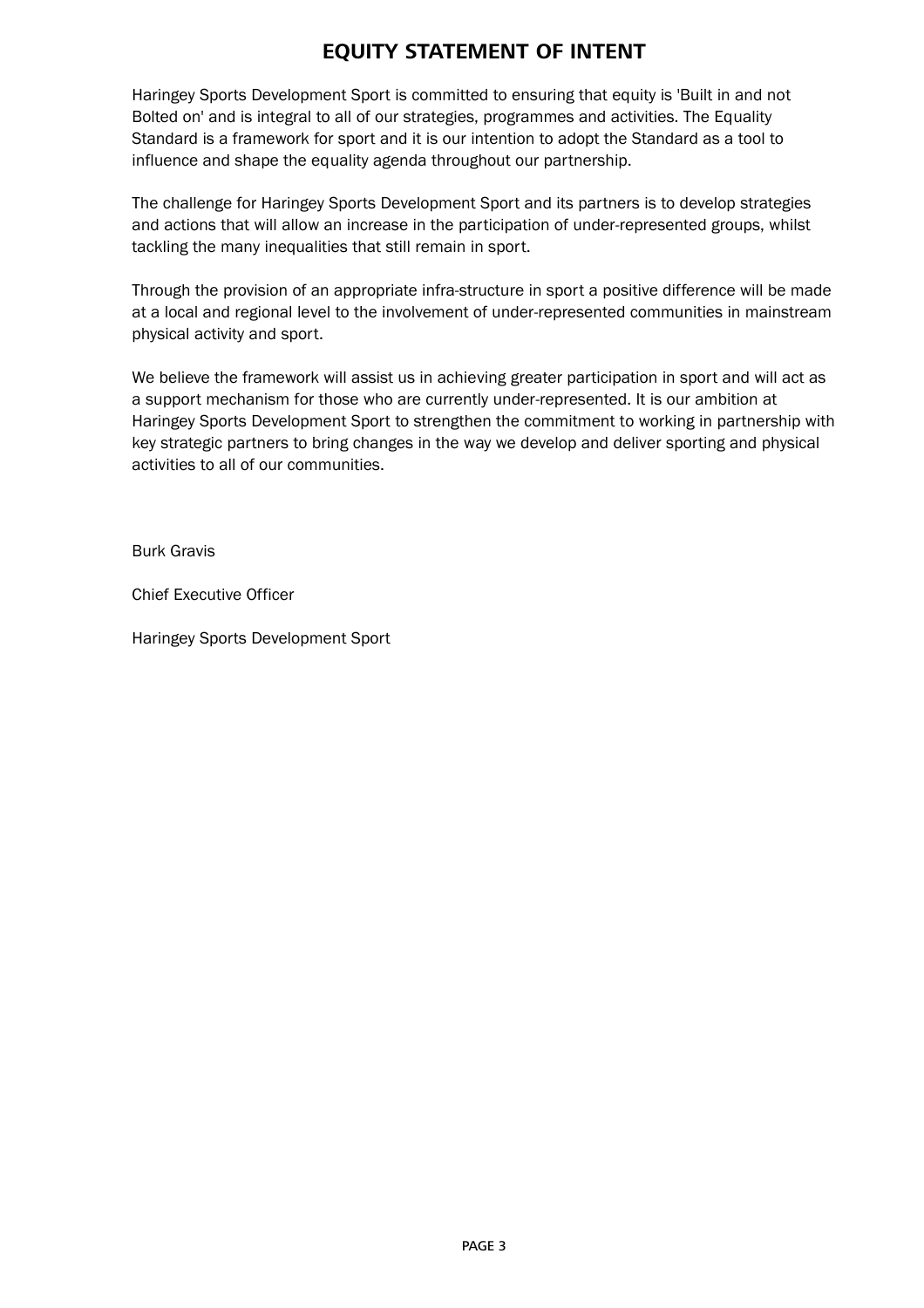# EQUITY STATEMENT OF INTENT

Haringey Sports Development Sport is committed to ensuring that equity is 'Built in and not Bolted on' and is integral to all of our strategies, programmes and activities. The Equality Standard is a framework for sport and it is our intention to adopt the Standard as a tool to influence and shape the equality agenda throughout our partnership.

The challenge for Haringey Sports Development Sport and its partners is to develop strategies and actions that will allow an increase in the participation of under-represented groups, whilst tackling the many inequalities that still remain in sport.

Through the provision of an appropriate infra-structure in sport a positive difference will be made at a local and regional level to the involvement of under-represented communities in mainstream physical activity and sport.

We believe the framework will assist us in achieving greater participation in sport and will act as a support mechanism for those who are currently under-represented. It is our ambition at Haringey Sports Development Sport to strengthen the commitment to working in partnership with key strategic partners to bring changes in the way we develop and deliver sporting and physical activities to all of our communities.

Burk Gravis

Chief Executive Officer

Haringey Sports Development Sport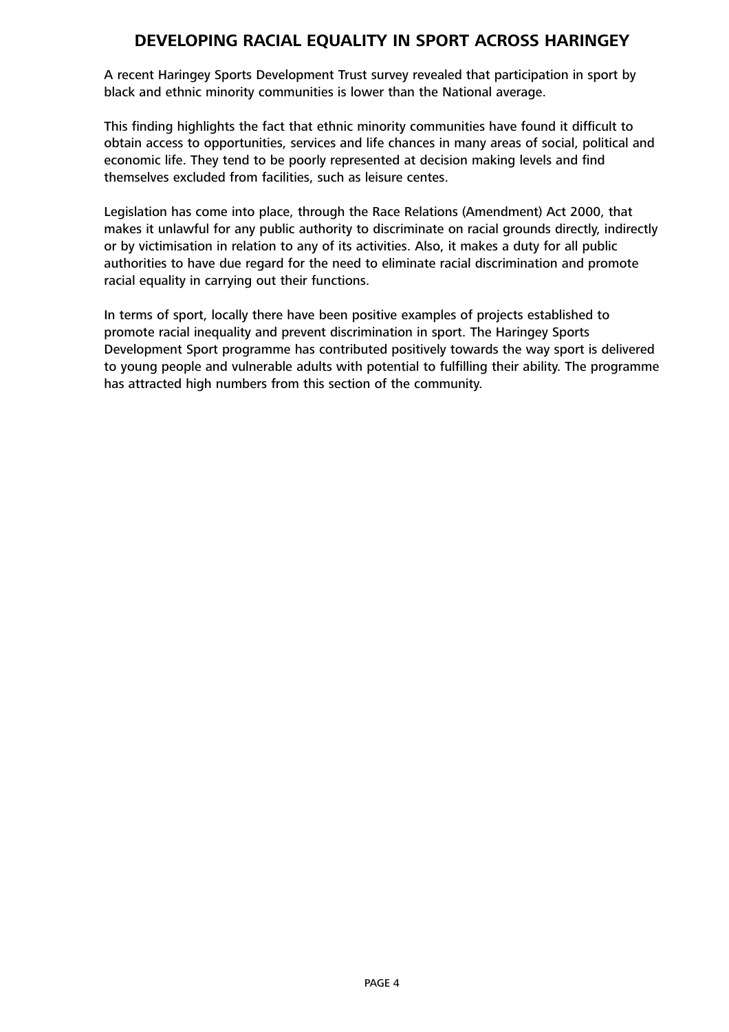# DEVELOPING RACIAL EQUALITY IN SPORT ACROSS HARINGEY

A recent Haringey Sports Development Trust survey revealed that participation in sport by black and ethnic minority communities is lower than the National average.

This finding highlights the fact that ethnic minority communities have found it difficult to obtain access to opportunities, services and life chances in many areas of social, political and economic life. They tend to be poorly represented at decision making levels and find themselves excluded from facilities, such as leisure centes.

Legislation has come into place, through the Race Relations (Amendment) Act 2000, that makes it unlawful for any public authority to discriminate on racial grounds directly, indirectly or by victimisation in relation to any of its activities. Also, it makes a duty for all public authorities to have due regard for the need to eliminate racial discrimination and promote racial equality in carrying out their functions.

In terms of sport, locally there have been positive examples of projects established to promote racial inequality and prevent discrimination in sport. The Haringey Sports Development Sport programme has contributed positively towards the way sport is delivered to young people and vulnerable adults with potential to fulfilling their ability. The programme has attracted high numbers from this section of the community.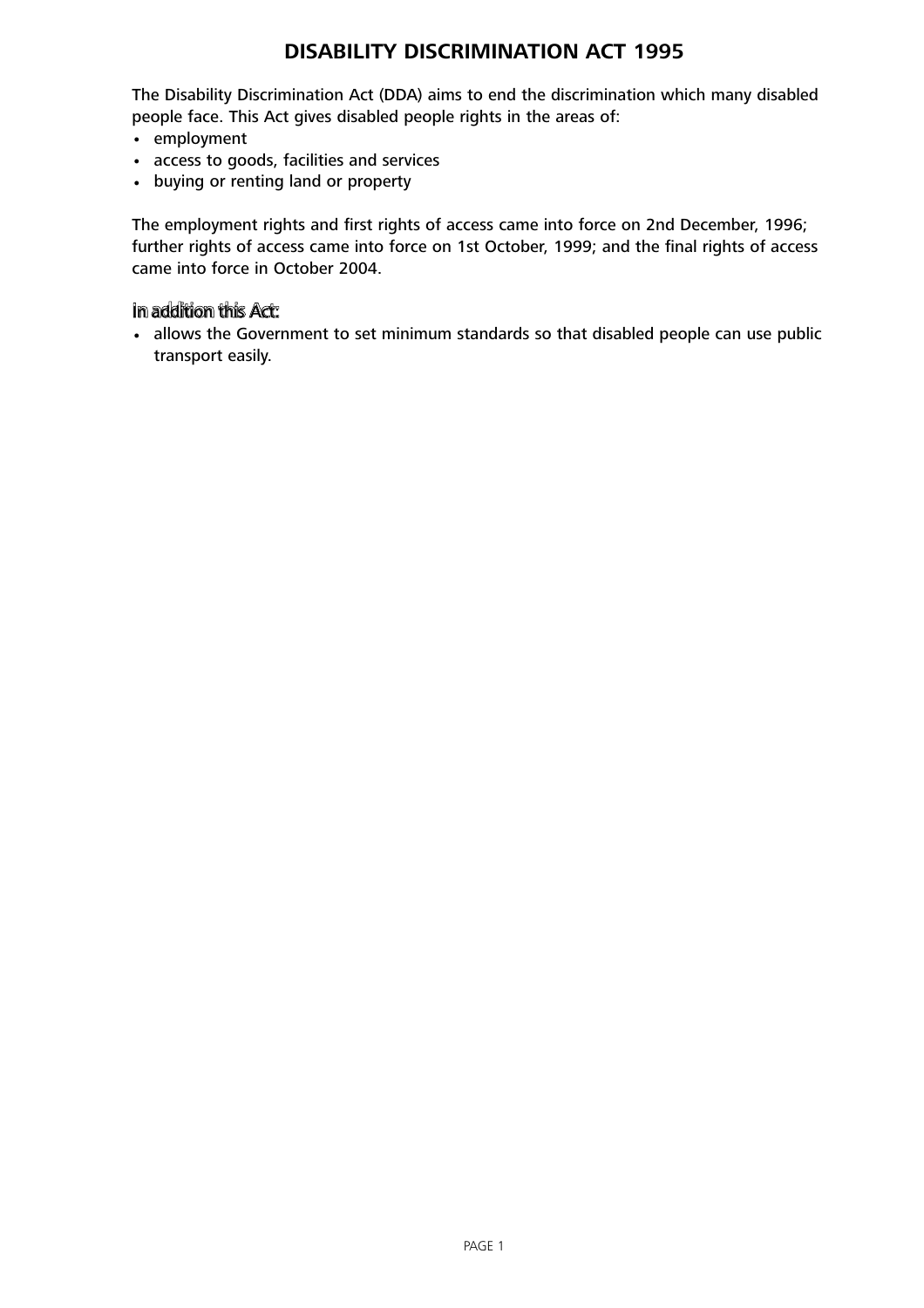# DISABILITY DISCRIMINATION ACT 1995

The Disability Discrimination Act (DDA) aims to end the discrimination which many disabled people face. This Act gives disabled people rights in the areas of:

- employment
- access to goods, facilities and services
- buying or renting land or property

The employment rights and first rights of access came into force on 2nd December, 1996; further rights of access came into force on 1st October, 1999; and the final rights of access came into force in October 2004.

**In addition this Act:**

- allows the Government to set minimum standards so that disabled people can use public transport easily.